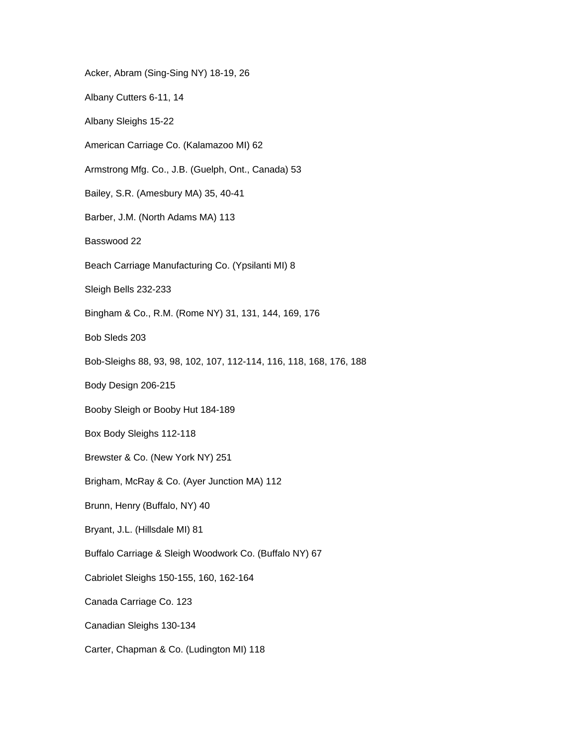Acker, Abram (Sing-Sing NY) 18-19, 26

Albany Cutters 6-11, 14

Albany Sleighs 15-22

American Carriage Co. (Kalamazoo MI) 62

Armstrong Mfg. Co., J.B. (Guelph, Ont., Canada) 53

Bailey, S.R. (Amesbury MA) 35, 40-41

Barber, J.M. (North Adams MA) 113

Basswood 22

Beach Carriage Manufacturing Co. (Ypsilanti MI) 8

Sleigh Bells 232-233

Bingham & Co., R.M. (Rome NY) 31, 131, 144, 169, 176

Bob Sleds 203

Bob-Sleighs 88, 93, 98, 102, 107, 112-114, 116, 118, 168, 176, 188

Body Design 206-215

Booby Sleigh or Booby Hut 184-189

Box Body Sleighs 112-118

Brewster & Co. (New York NY) 251

Brigham, McRay & Co. (Ayer Junction MA) 112

Brunn, Henry (Buffalo, NY) 40

Bryant, J.L. (Hillsdale MI) 81

Buffalo Carriage & Sleigh Woodwork Co. (Buffalo NY) 67

Cabriolet Sleighs 150-155, 160, 162-164

Canada Carriage Co. 123

Canadian Sleighs 130-134

Carter, Chapman & Co. (Ludington MI) 118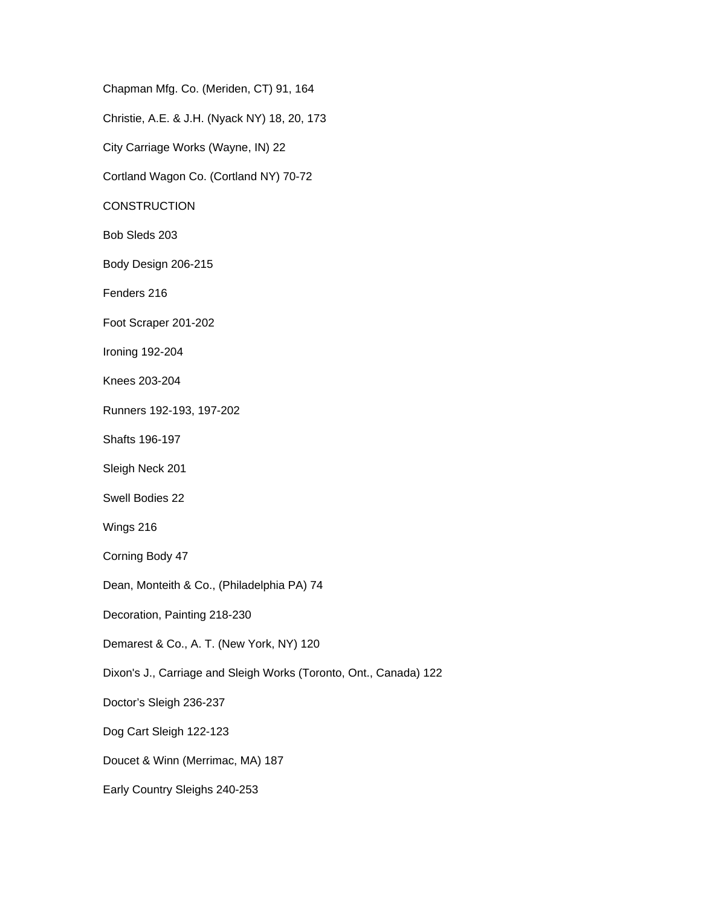Chapman Mfg. Co. (Meriden, CT) 91, 164

Christie, A.E. & J.H. (Nyack NY) 18, 20, 173

City Carriage Works (Wayne, IN) 22

Cortland Wagon Co. (Cortland NY) 70-72

CONSTRUCTION

Bob Sleds 203

Body Design 206-215

Fenders 216

Foot Scraper 201-202

Ironing 192-204

Knees 203-204

Runners 192-193, 197-202

Shafts 196-197

Sleigh Neck 201

Swell Bodies 22

Wings 216

Corning Body 47

Dean, Monteith & Co., (Philadelphia PA) 74

Decoration, Painting 218-230

Demarest & Co., A. T. (New York, NY) 120

Dixon's J., Carriage and Sleigh Works (Toronto, Ont., Canada) 122

Doctor’s Sleigh 236-237

Dog Cart Sleigh 122-123

Doucet & Winn (Merrimac, MA) 187

Early Country Sleighs 240-253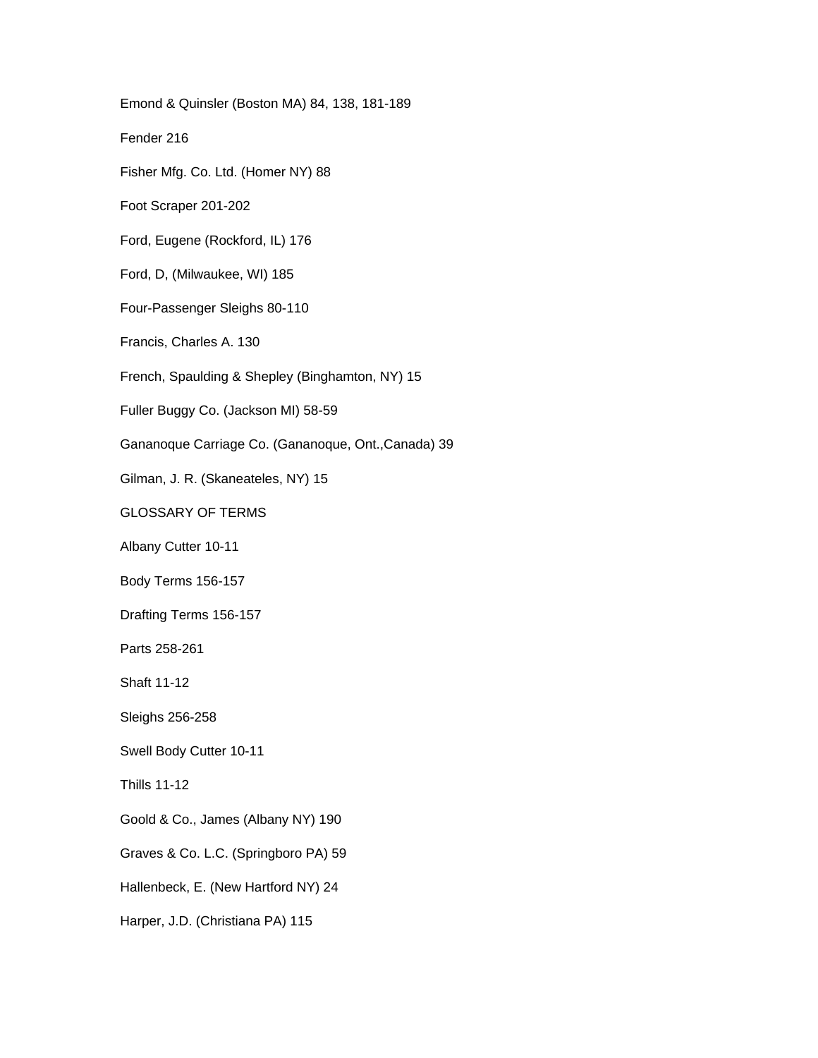Emond & Quinsler (Boston MA) 84, 138, 181-189

Fender 216

Fisher Mfg. Co. Ltd. (Homer NY) 88

Foot Scraper 201-202

Ford, Eugene (Rockford, IL) 176

Ford, D, (Milwaukee, WI) 185

Four-Passenger Sleighs 80-110

Francis, Charles A. 130

French, Spaulding & Shepley (Binghamton, NY) 15

Fuller Buggy Co. (Jackson MI) 58-59

Gananoque Carriage Co. (Gananoque, Ont.,Canada) 39

Gilman, J. R. (Skaneateles, NY) 15

GLOSSARY OF TERMS

Albany Cutter 10-11

Body Terms 156-157

Drafting Terms 156-157

Parts 258-261

Shaft 11-12

Sleighs 256-258

Swell Body Cutter 10-11

Thills 11-12

Goold & Co., James (Albany NY) 190

Graves & Co. L.C. (Springboro PA) 59

Hallenbeck, E. (New Hartford NY) 24

Harper, J.D. (Christiana PA) 115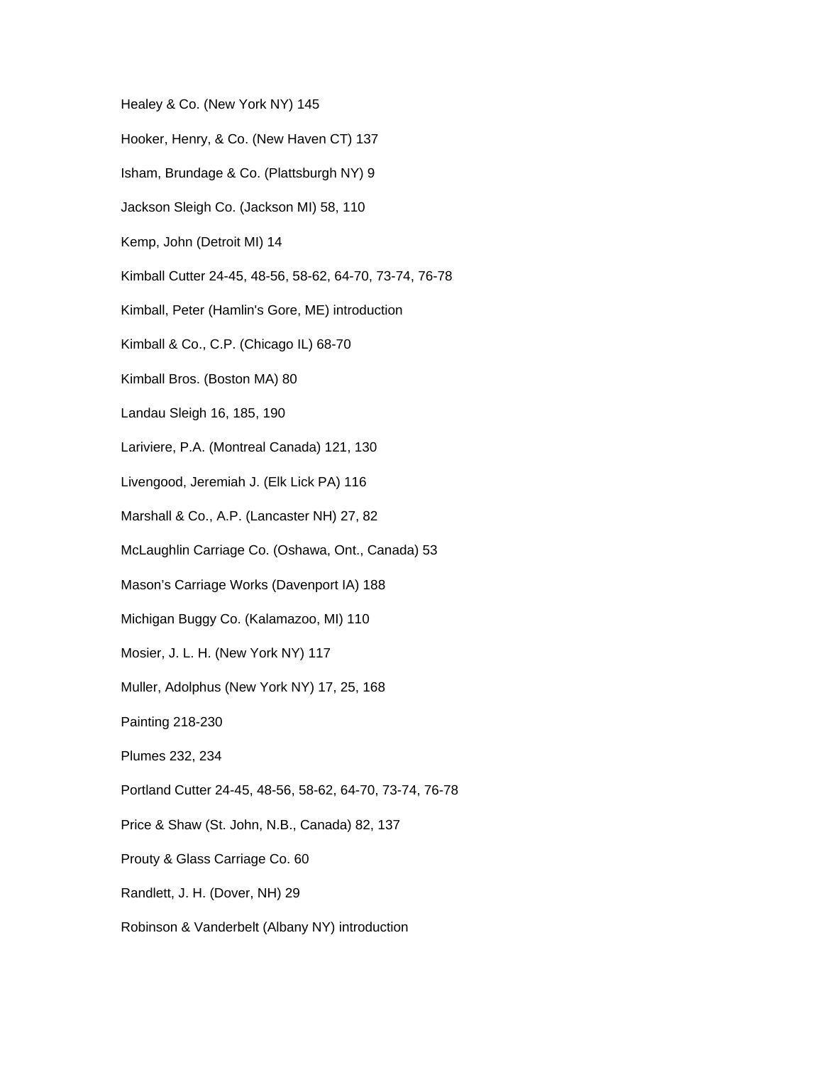Healey & Co. (New York NY) 145

Hooker, Henry, & Co. (New Haven CT) 137

Isham, Brundage & Co. (Plattsburgh NY) 9

Jackson Sleigh Co. (Jackson MI) 58, 110

Kemp, John (Detroit MI) 14

Kimball Cutter 24-45, 48-56, 58-62, 64-70, 73-74, 76-78

Kimball, Peter (Hamlin's Gore, ME) introduction

Kimball & Co., C.P. (Chicago IL) 68-70

Kimball Bros. (Boston MA) 80

Landau Sleigh 16, 185, 190

Lariviere, P.A. (Montreal Canada) 121, 130

Livengood, Jeremiah J. (Elk Lick PA) 116

Marshall & Co., A.P. (Lancaster NH) 27, 82

McLaughlin Carriage Co. (Oshawa, Ont., Canada) 53

Mason's Carriage Works (Davenport IA) 188

Michigan Buggy Co. (Kalamazoo, MI) 110

Mosier, J. L. H. (New York NY) 117

Muller, Adolphus (New York NY) 17, 25, 168

Painting 218-230

Plumes 232, 234

Portland Cutter 24-45, 48-56, 58-62, 64-70, 73-74, 76-78

Price & Shaw (St. John, N.B., Canada) 82, 137

Prouty & Glass Carriage Co. 60

Randlett, J. H. (Dover, NH) 29

Robinson & Vanderbelt (Albany NY) introduction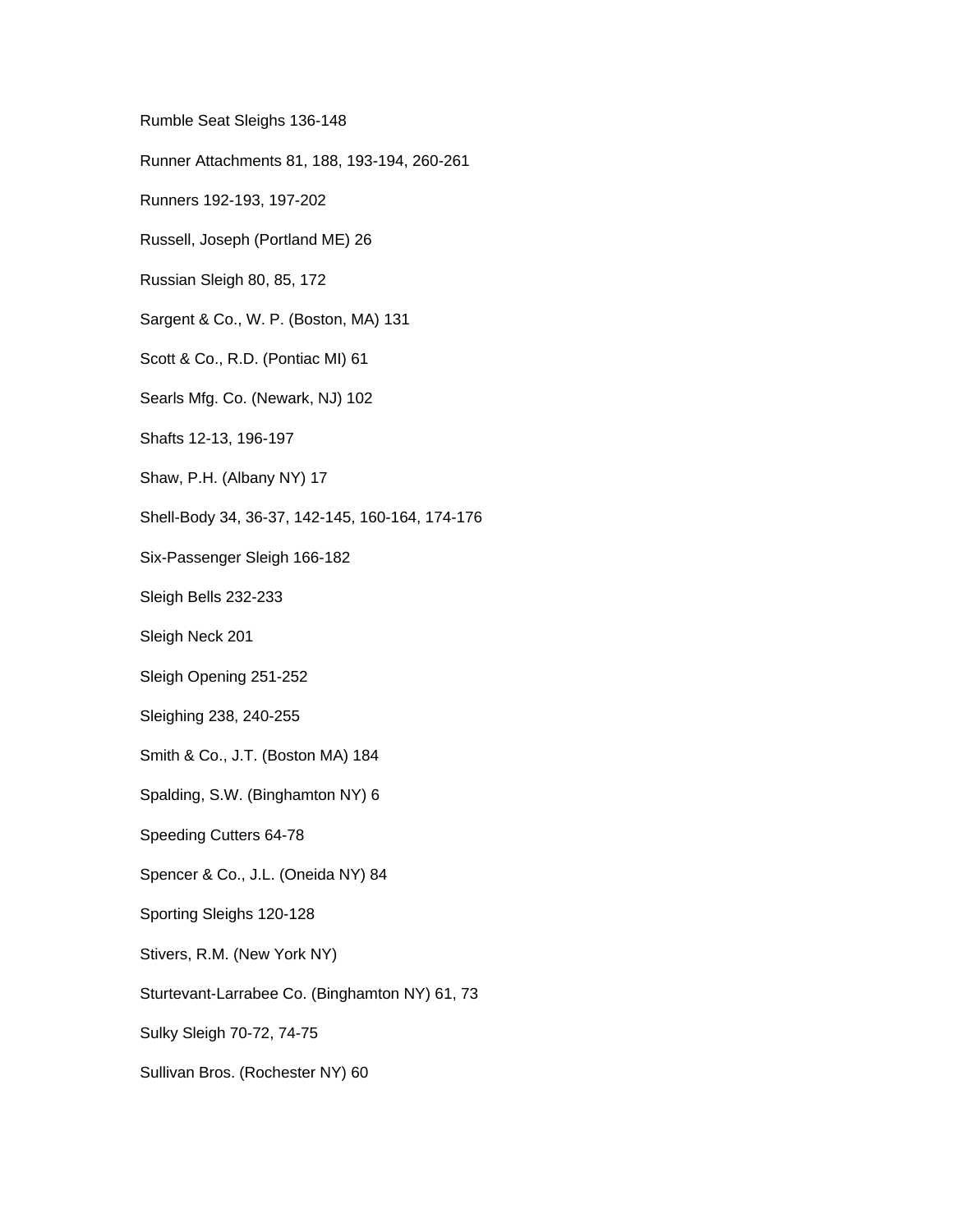Rumble Seat Sleighs 136-148

Runner Attachments 81, 188, 193-194, 260-261

Runners 192-193, 197-202

Russell, Joseph (Portland ME) 26

Russian Sleigh 80, 85, 172

Sargent & Co., W. P. (Boston, MA) 131

Scott & Co., R.D. (Pontiac MI) 61

Searls Mfg. Co. (Newark, NJ) 102

Shafts 12-13, 196-197

Shaw, P.H. (Albany NY) 17

Shell-Body 34, 36-37, 142-145, 160-164, 174-176

Six-Passenger Sleigh 166-182

Sleigh Bells 232-233

Sleigh Neck 201

Sleigh Opening 251-252

Sleighing 238, 240-255

Smith & Co., J.T. (Boston MA) 184

Spalding, S.W. (Binghamton NY) 6

Speeding Cutters 64-78

Spencer & Co., J.L. (Oneida NY) 84

Sporting Sleighs 120-128

Stivers, R.M. (New York NY)

Sturtevant-Larrabee Co. (Binghamton NY) 61, 73

Sulky Sleigh 70-72, 74-75

Sullivan Bros. (Rochester NY) 60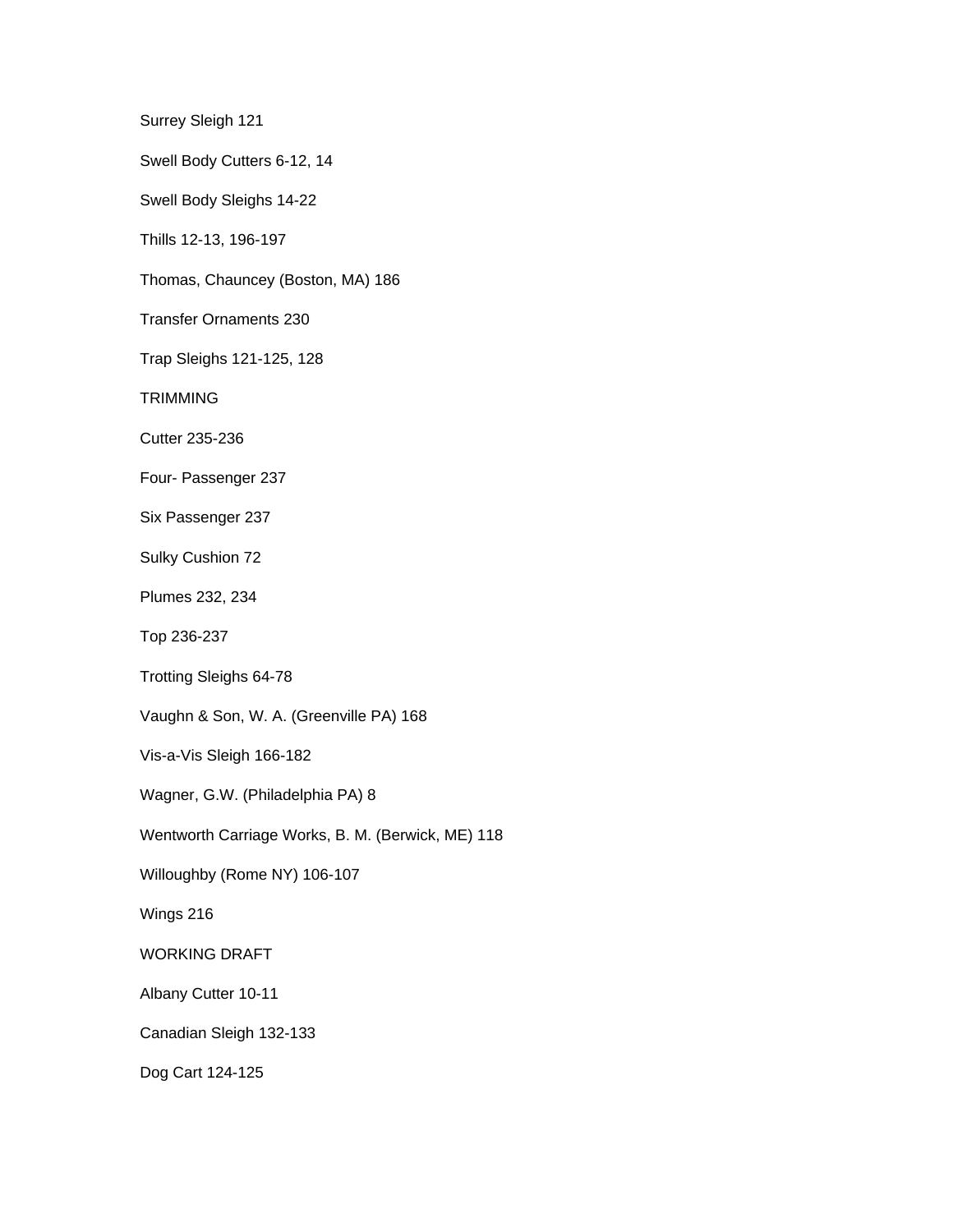Surrey Sleigh 121

Swell Body Cutters 6-12, 14

Swell Body Sleighs 14-22

Thills 12-13, 196-197

Thomas, Chauncey (Boston, MA) 186

Transfer Ornaments 230

Trap Sleighs 121-125, 128

TRIMMING

Cutter 235-236

Four- Passenger 237

Six Passenger 237

Sulky Cushion 72

Plumes 232, 234

Top 236-237

Trotting Sleighs 64-78

Vaughn & Son, W. A. (Greenville PA) 168

Vis-a-Vis Sleigh 166-182

Wagner, G.W. (Philadelphia PA) 8

Wentworth Carriage Works, B. M. (Berwick, ME) 118

Willoughby (Rome NY) 106-107

Wings 216

WORKING DRAFT

Albany Cutter 10-11

Canadian Sleigh 132-133

Dog Cart 124-125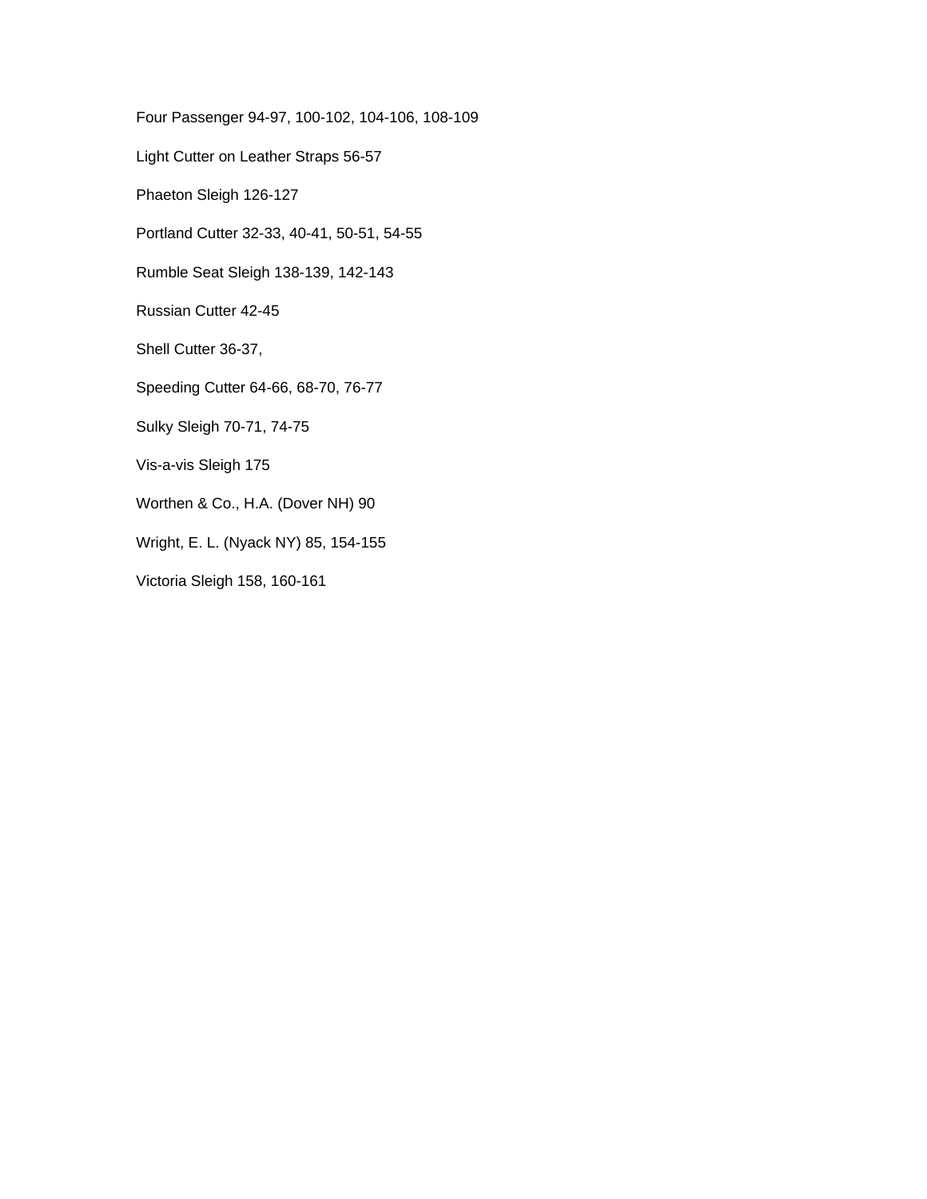Four Passenger 94-97, 100-102, 104-106, 108-109

Light Cutter on Leather Straps 56-57

Phaeton Sleigh 126-127

Portland Cutter 32-33, 40-41, 50-51, 54-55

Rumble Seat Sleigh 138-139, 142-143

Russian Cutter 42-45

Shell Cutter 36-37,

Speeding Cutter 64-66, 68-70, 76-77

Sulky Sleigh 70-71, 74-75

Vis-a-vis Sleigh 175

Worthen & Co., H.A. (Dover NH) 90

Wright, E. L. (Nyack NY) 85, 154-155

Victoria Sleigh 158, 160-161